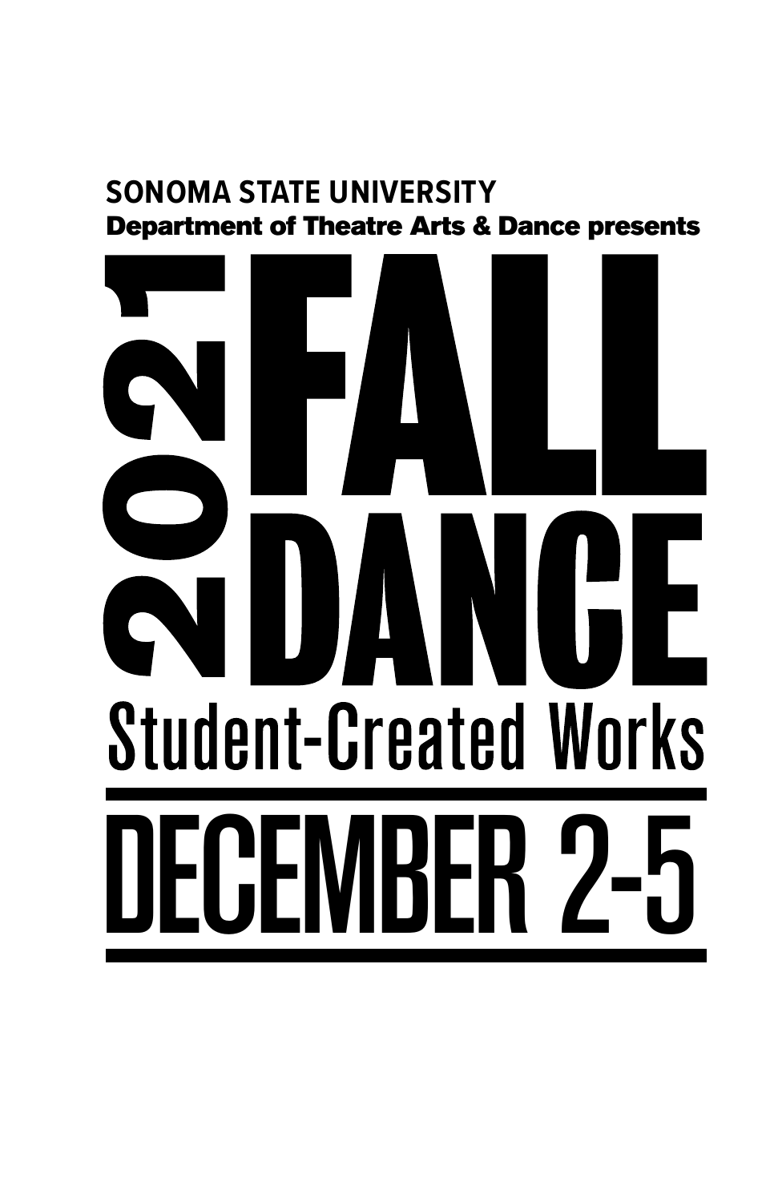**SONOMA STATE UNIVERSITY**
**Department of Theatre Arts & Dance presents**

# 2021 FALL DANCE

## Student-Created Works

# DECEMBER 2-5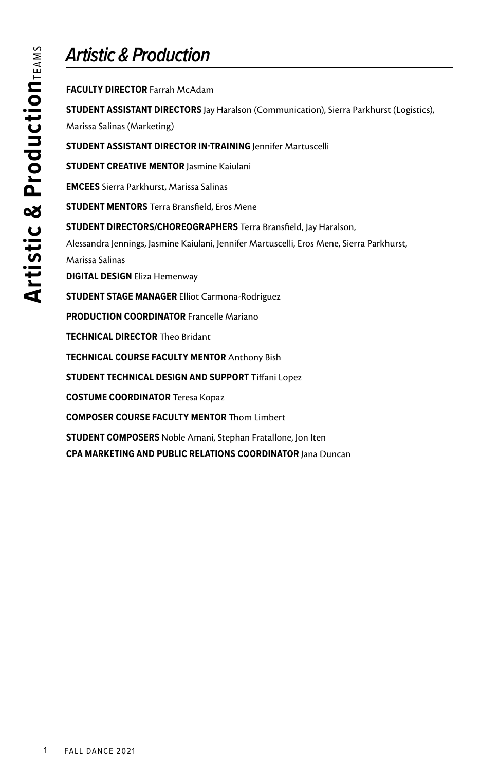# Artistic & Production

**FACULTY DIRECTOR** Farrah McAdam

**STUDENT ASSISTANT DIRECTORS** Jay Haralson (Communication), Sierra Parkhurst (Logistics), Marissa Salinas (Marketing)

**STUDENT ASSISTANT DIRECTOR IN-TRAINING** Jennifer Martuscelli

**STUDENT CREATIVE MENTOR** Jasmine Kaiulani

**EMCEES** Sierra Parkhurst, Marissa Salinas

**STUDENT MENTORS** Terra Bransfield, Eros Mene

**STUDENT DIRECTORS/CHOREOGRAPHERS** Terra Bransfield, Jay Haralson, Alessandra Jennings, Jasmine Kaiulani, Jennifer Martuscelli, Eros Mene, Sierra Parkhurst, Marissa Salinas

**DIGITAL DESIGN** Eliza Hemenway

**STUDENT STAGE MANAGER** Elliot Carmona-Rodriguez

**PRODUCTION COORDINATOR** Francelle Mariano

**TECHNICAL DIRECTOR** Theo Bridant

**TECHNICAL COURSE FACULTY MENTOR** Anthony Bish

**STUDENT TECHNICAL DESIGN AND SUPPORT** Tiffani Lopez

**COSTUME COORDINATOR** Teresa Kopaz

**COMPOSER COURSE FACULTY MENTOR** Thom Limbert

**STUDENT COMPOSERS** Noble Amani, Stephan Fratallone, Jon Iten

**CPA MARKETING AND PUBLIC RELATIONS COORDINATOR** Jana Duncan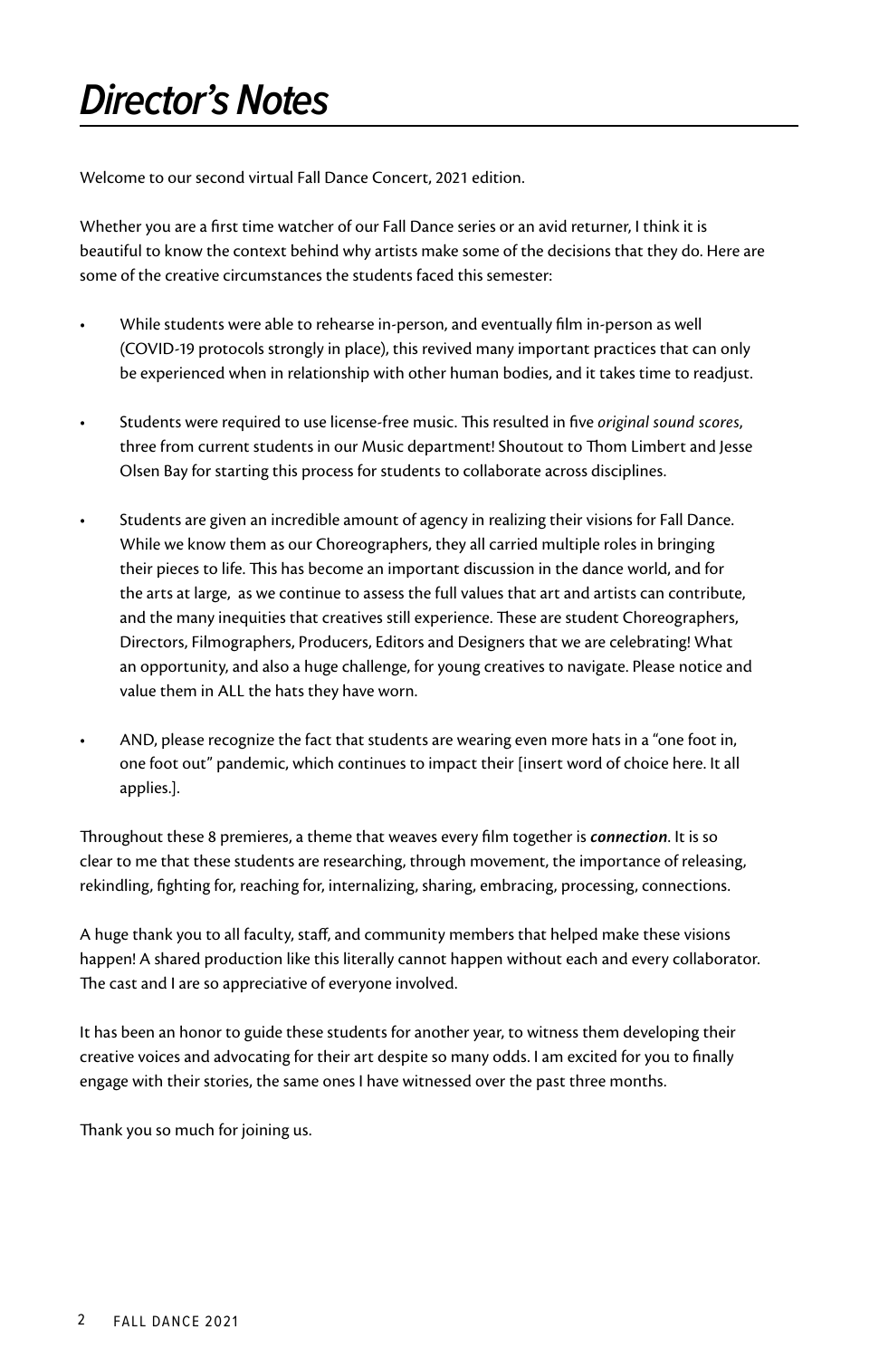# *Director's Notes*

Welcome to our second virtual Fall Dance Concert, 2021 edition.

Whether you are a first time watcher of our Fall Dance series or an avid returner, I think it is beautiful to know the context behind why artists make some of the decisions that they do. Here are some of the creative circumstances the students faced this semester:

- While students were able to rehearse in-person, and eventually film in-person as well (COVID-19 protocols strongly in place), this revived many important practices that can only be experienced when in relationship with other human bodies, and it takes time to readjust.
- Students were required to use license-free music. This resulted in five *original sound scores*, three from current students in our Music department! Shoutout to Thom Limbert and Jesse Olsen Bay for starting this process for students to collaborate across disciplines.
- Students are given an incredible amount of agency in realizing their visions for Fall Dance. While we know them as our Choreographers, they all carried multiple roles in bringing their pieces to life. This has become an important discussion in the dance world, and for the arts at large, as we continue to assess the full values that art and artists can contribute, and the many inequities that creatives still experience. These are student Choreographers, Directors, Filmographers, Producers, Editors and Designers that we are celebrating! What an opportunity, and also a huge challenge, for young creatives to navigate. Please notice and value them in ALL the hats they have worn.
- AND, please recognize the fact that students are wearing even more hats in a "one foot in, one foot out" pandemic, which continues to impact their [insert word of choice here. It all applies.].

Throughout these 8 premieres, a theme that weaves every film together is ***connection***. It is so clear to me that these students are researching, through movement, the importance of releasing, rekindling, fighting for, reaching for, internalizing, sharing, embracing, processing, connections.

A huge thank you to all faculty, staff, and community members that helped make these visions happen! A shared production like this literally cannot happen without each and every collaborator. The cast and I are so appreciative of everyone involved.

It has been an honor to guide these students for another year, to witness them developing their creative voices and advocating for their art despite so many odds. I am excited for you to finally engage with their stories, the same ones I have witnessed over the past three months.

Thank you so much for joining us.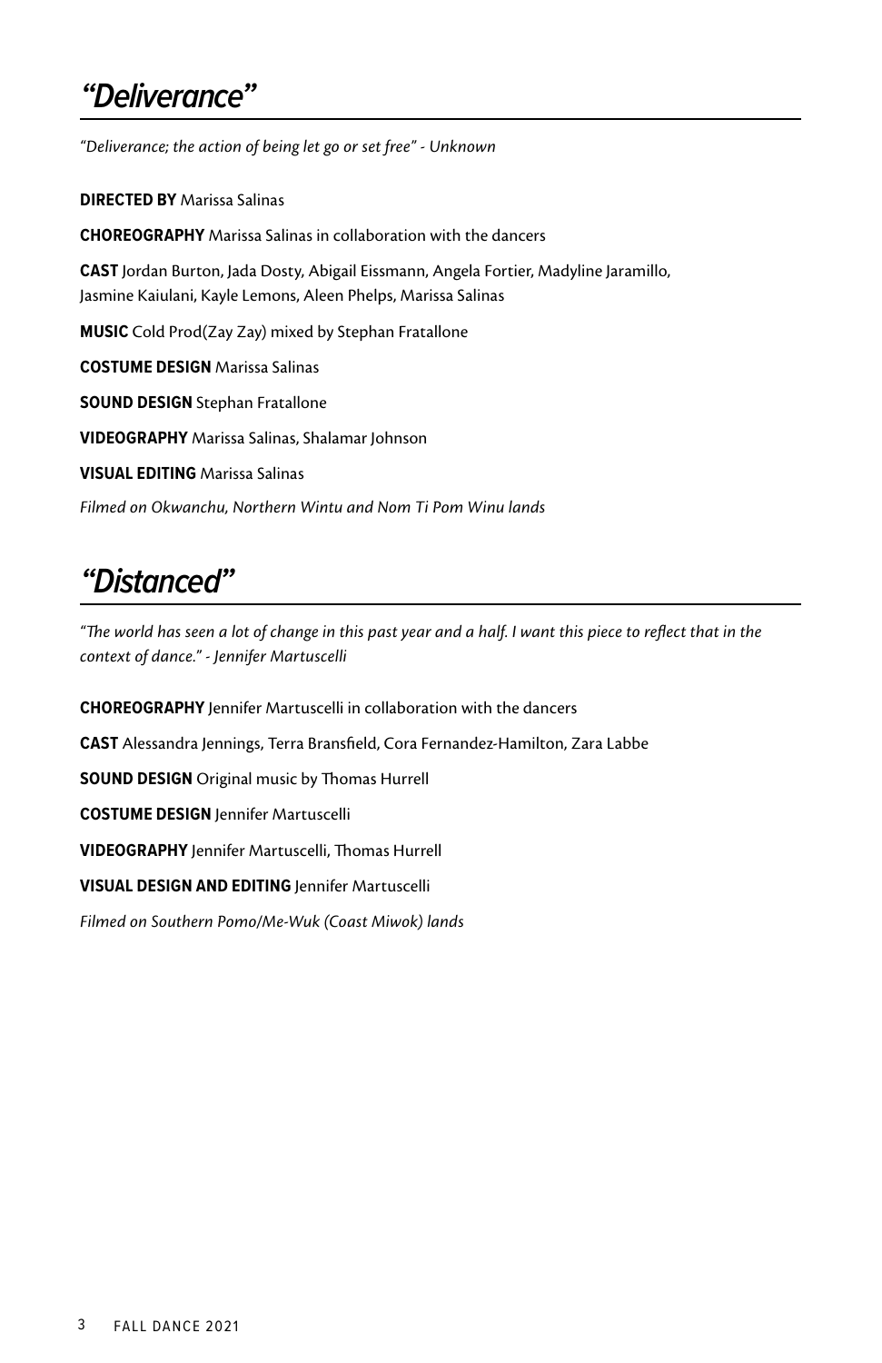## *"Deliverance"*

*"Deliverance; the action of being let go or set free" - Unknown*

**DIRECTED BY** Marissa Salinas

**CHOREOGRAPHY** Marissa Salinas in collaboration with the dancers

**CAST** Jordan Burton, Jada Dosty, Abigail Eissmann, Angela Fortier, Madyline Jaramillo, Jasmine Kaiulani, Kayle Lemons, Aleen Phelps, Marissa Salinas

**MUSIC** Cold Prod(Zay Zay) mixed by Stephan Fratallone

**COSTUME DESIGN** Marissa Salinas

**SOUND DESIGN** Stephan Fratallone

**VIDEOGRAPHY** Marissa Salinas, Shalamar Johnson

**VISUAL EDITING** Marissa Salinas

*Filmed on Okwanchu, Northern Wintu and Nom Ti Pom Winu lands*

## *"Distanced"*

*"The world has seen a lot of change in this past year and a half. I want this piece to reflect that in the context of dance." - Jennifer Martuscelli*

**CHOREOGRAPHY** Jennifer Martuscelli in collaboration with the dancers

**CAST** Alessandra Jennings, Terra Bransfield, Cora Fernandez-Hamilton, Zara Labbe

**SOUND DESIGN** Original music by Thomas Hurrell

**COSTUME DESIGN** Jennifer Martuscelli

**VIDEOGRAPHY** Jennifer Martuscelli, Thomas Hurrell

**VISUAL DESIGN AND EDITING** Jennifer Martuscelli

*Filmed on Southern Pomo/Me-Wuk (Coast Miwok) lands*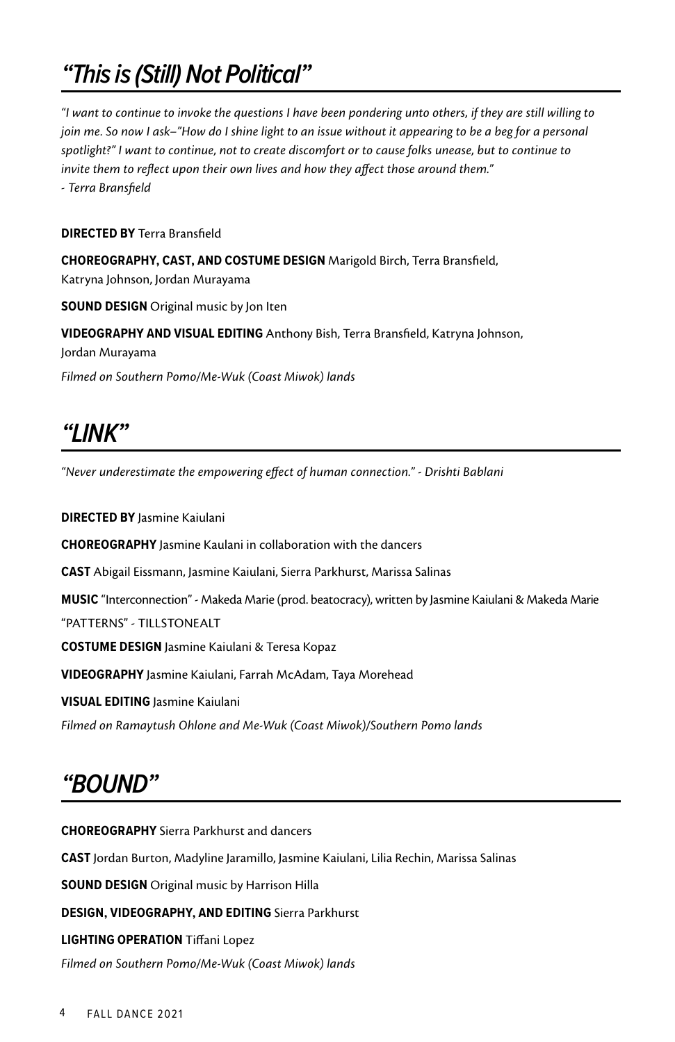## *“This is (Still) Not Political”*

*“I want to continue to invoke the questions I have been pondering unto others, if they are still willing to join me. So now I ask–”How do I shine light to an issue without it appearing to be a beg for a personal spotlight?” I want to continue, not to create discomfort or to cause folks unease, but to continue to invite them to reflect upon their own lives and how they affect those around them.”*
*- Terra Bransfield*

**DIRECTED BY** Terra Bransfield

**CHOREOGRAPHY, CAST, AND COSTUME DESIGN** Marigold Birch, Terra Bransfield, Katryna Johnson, Jordan Murayama

**SOUND DESIGN** Original music by Jon Iten

**VIDEOGRAPHY AND VISUAL EDITING** Anthony Bish, Terra Bransfield, Katryna Johnson, Jordan Murayama

*Filmed on Southern Pomo/Me-Wuk (Coast Miwok) lands*

## *“LINK”*

*“Never underestimate the empowering effect of human connection.” - Drishti Bablani*

**DIRECTED BY** Jasmine Kaiulani

**CHOREOGRAPHY** Jasmine Kaulani in collaboration with the dancers

**CAST** Abigail Eissmann, Jasmine Kaiulani, Sierra Parkhurst, Marissa Salinas

**MUSIC** “Interconnection” - Makeda Marie (prod. beatocracy), written by Jasmine Kaiulani & Makeda Marie
“PATTERNS” - TILLSTONEALT

**COSTUME DESIGN** Jasmine Kaiulani & Teresa Kopaz

**VIDEOGRAPHY** Jasmine Kaiulani, Farrah McAdam, Taya Morehead

**VISUAL EDITING** Jasmine Kaiulani

*Filmed on Ramaytush Ohlone and Me-Wuk (Coast Miwok)/Southern Pomo lands*

## *“BOUND”*

**CHOREOGRAPHY** Sierra Parkhurst and dancers

**CAST** Jordan Burton, Madyline Jaramillo, Jasmine Kaiulani, Lilia Rechin, Marissa Salinas

**SOUND DESIGN** Original music by Harrison Hilla

**DESIGN, VIDEOGRAPHY, AND EDITING** Sierra Parkhurst

**LIGHTING OPERATION** Tiffani Lopez

*Filmed on Southern Pomo/Me-Wuk (Coast Miwok) lands*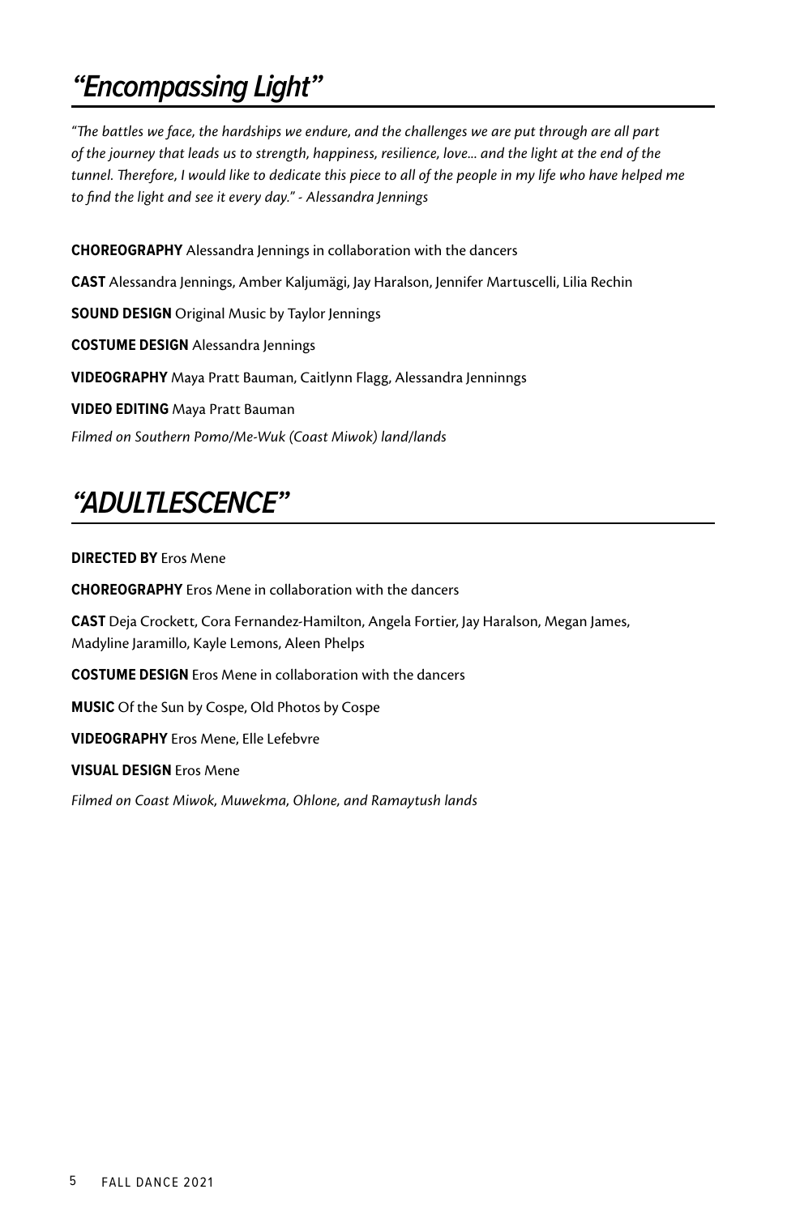# *"Encompassing Light"*

*"The battles we face, the hardships we endure, and the challenges we are put through are all part of the journey that leads us to strength, happiness, resilience, love... and the light at the end of the tunnel. Therefore, I would like to dedicate this piece to all of the people in my life who have helped me to find the light and see it every day." - Alessandra Jennings*

**CHOREOGRAPHY** Alessandra Jennings in collaboration with the dancers

**CAST** Alessandra Jennings, Amber Kaljumägi, Jay Haralson, Jennifer Martuscelli, Lilia Rechin

**SOUND DESIGN** Original Music by Taylor Jennings

**COSTUME DESIGN** Alessandra Jennings

**VIDEOGRAPHY** Maya Pratt Bauman, Caitlynn Flagg, Alessandra Jenninngs

**VIDEO EDITING** Maya Pratt Bauman

*Filmed on Southern Pomo/Me-Wuk (Coast Miwok) land/lands*

# *"ADULTLESCENCE"*

**DIRECTED BY** Eros Mene

**CHOREOGRAPHY** Eros Mene in collaboration with the dancers

**CAST** Deja Crockett, Cora Fernandez-Hamilton, Angela Fortier, Jay Haralson, Megan James, Madyline Jaramillo, Kayle Lemons, Aleen Phelps

**COSTUME DESIGN** Eros Mene in collaboration with the dancers

**MUSIC** Of the Sun by Cospe, Old Photos by Cospe

**VIDEOGRAPHY** Eros Mene, Elle Lefebvre

**VISUAL DESIGN** Eros Mene

*Filmed on Coast Miwok, Muwekma, Ohlone, and Ramaytush lands*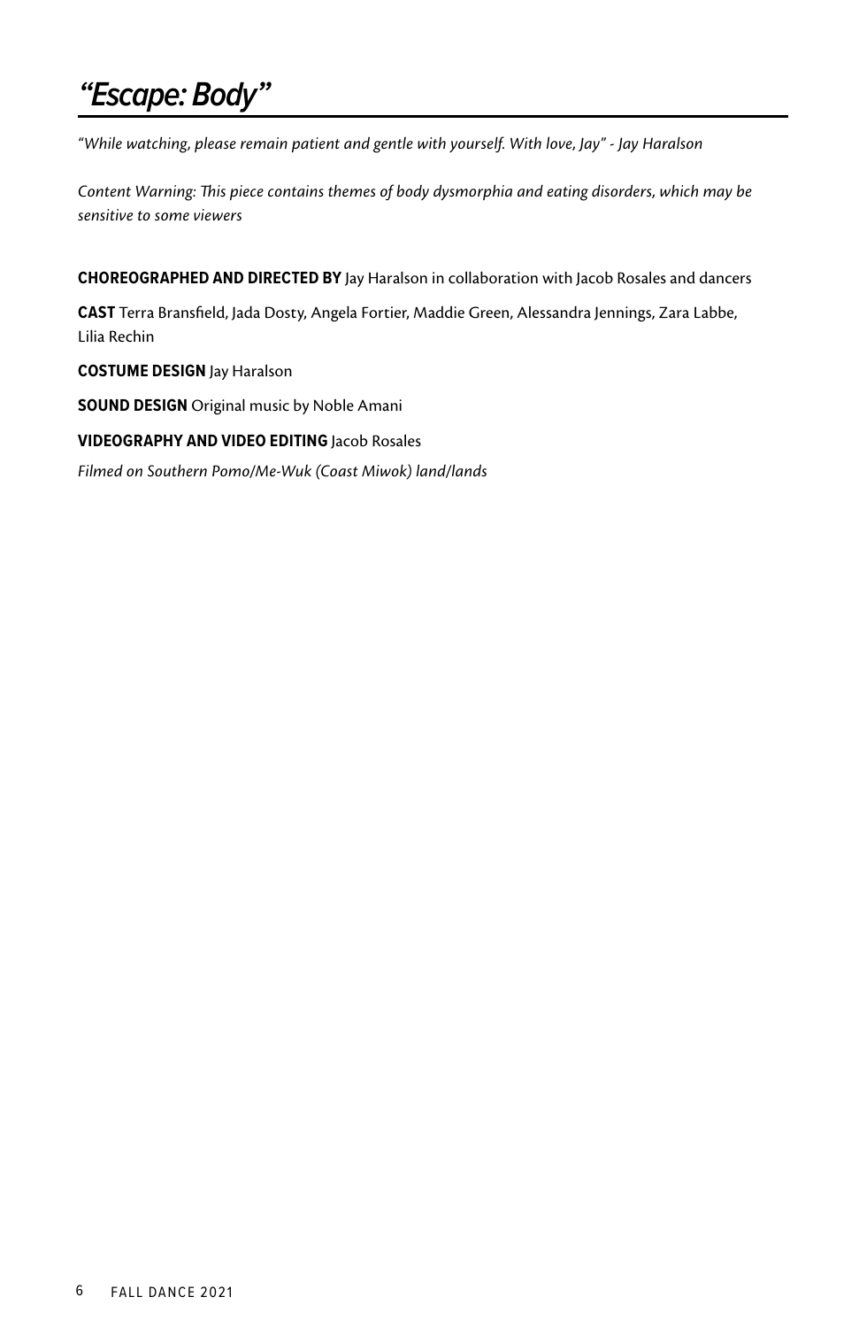# *"Escape: Body"*

*"While watching, please remain patient and gentle with yourself. With love, Jay" - Jay Haralson*

*Content Warning: This piece contains themes of body dysmorphia and eating disorders, which may be sensitive to some viewers*

**CHOREOGRAPHED AND DIRECTED BY** Jay Haralson in collaboration with Jacob Rosales and dancers

**CAST** Terra Bransfield, Jada Dosty, Angela Fortier, Maddie Green, Alessandra Jennings, Zara Labbe, Lilia Rechin

**COSTUME DESIGN** Jay Haralson

**SOUND DESIGN** Original music by Noble Amani

**VIDEOGRAPHY AND VIDEO EDITING** Jacob Rosales

*Filmed on Southern Pomo/Me-Wuk (Coast Miwok) land/lands*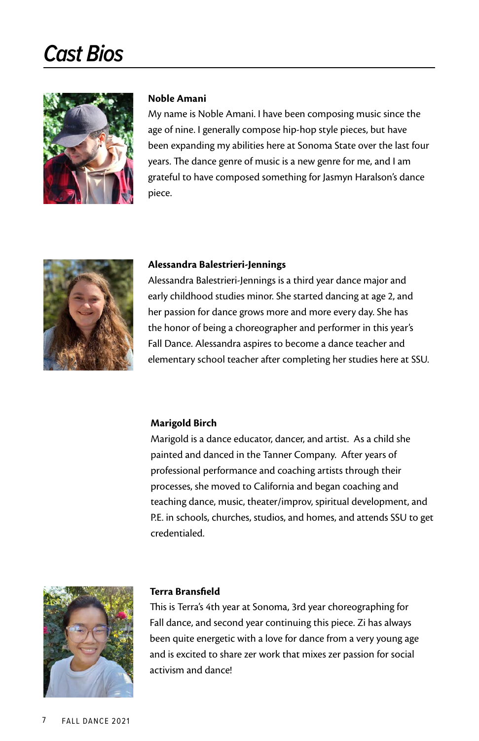# Cast Bios

**Noble Amani**

My name is Noble Amani. I have been composing music since the age of nine. I generally compose hip-hop style pieces, but have been expanding my abilities here at Sonoma State over the last four years. The dance genre of music is a new genre for me, and I am grateful to have composed something for Jasmyn Haralson's dance piece.

**Alessandra Balestrieri-Jennings**

Alessandra Balestrieri-Jennings is a third year dance major and early childhood studies minor. She started dancing at age 2, and her passion for dance grows more and more every day. She has the honor of being a choreographer and performer in this year's Fall Dance. Alessandra aspires to become a dance teacher and elementary school teacher after completing her studies here at SSU.

**Marigold Birch**

Marigold is a dance educator, dancer, and artist. As a child she painted and danced in the Tanner Company. After years of professional performance and coaching artists through their processes, she moved to California and began coaching and teaching dance, music, theater/improv, spiritual development, and P.E. in schools, churches, studios, and homes, and attends SSU to get credentialed.

**Terra Bransfield**

This is Terra's 4th year at Sonoma, 3rd year choreographing for Fall dance, and second year continuing this piece. Zi has always been quite energetic with a love for dance from a very young age and is excited to share zer work that mixes zer passion for social activism and dance!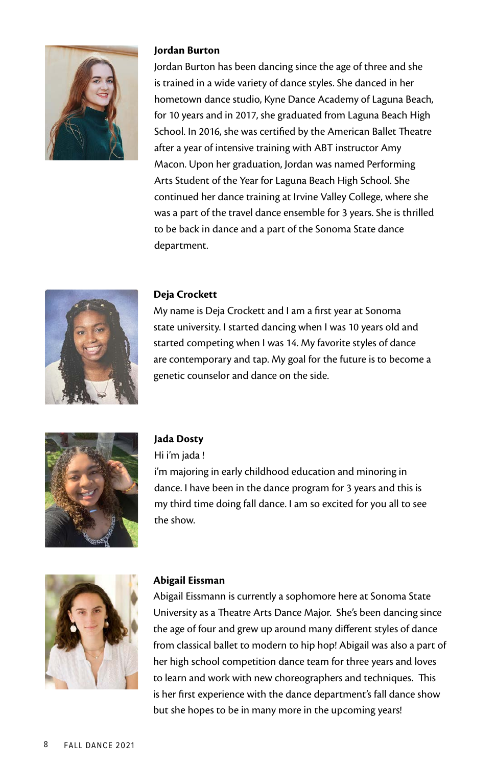**Jordan Burton**

Jordan Burton has been dancing since the age of three and she is trained in a wide variety of dance styles. She danced in her hometown dance studio, Kyne Dance Academy of Laguna Beach, for 10 years and in 2017, she graduated from Laguna Beach High School. In 2016, she was certified by the American Ballet Theatre after a year of intensive training with ABT instructor Amy Macon. Upon her graduation, Jordan was named Performing Arts Student of the Year for Laguna Beach High School. She continued her dance training at Irvine Valley College, where she was a part of the travel dance ensemble for 3 years. She is thrilled to be back in dance and a part of the Sonoma State dance department.

**Deja Crockett**

My name is Deja Crockett and I am a first year at Sonoma state university. I started dancing when I was 10 years old and started competing when I was 14. My favorite styles of dance are contemporary and tap. My goal for the future is to become a genetic counselor and dance on the side.

**Jada Dosty**

Hi i'm jada !
i'm majoring in early childhood education and minoring in dance. I have been in the dance program for 3 years and this is my third time doing fall dance. I am so excited for you all to see the show.

**Abigail Eissman**

Abigail Eissmann is currently a sophomore here at Sonoma State University as a Theatre Arts Dance Major. She's been dancing since the age of four and grew up around many different styles of dance from classical ballet to modern to hip hop! Abigail was also a part of her high school competition dance team for three years and loves to learn and work with new choreographers and techniques. This is her first experience with the dance department's fall dance show but she hopes to be in many more in the upcoming years!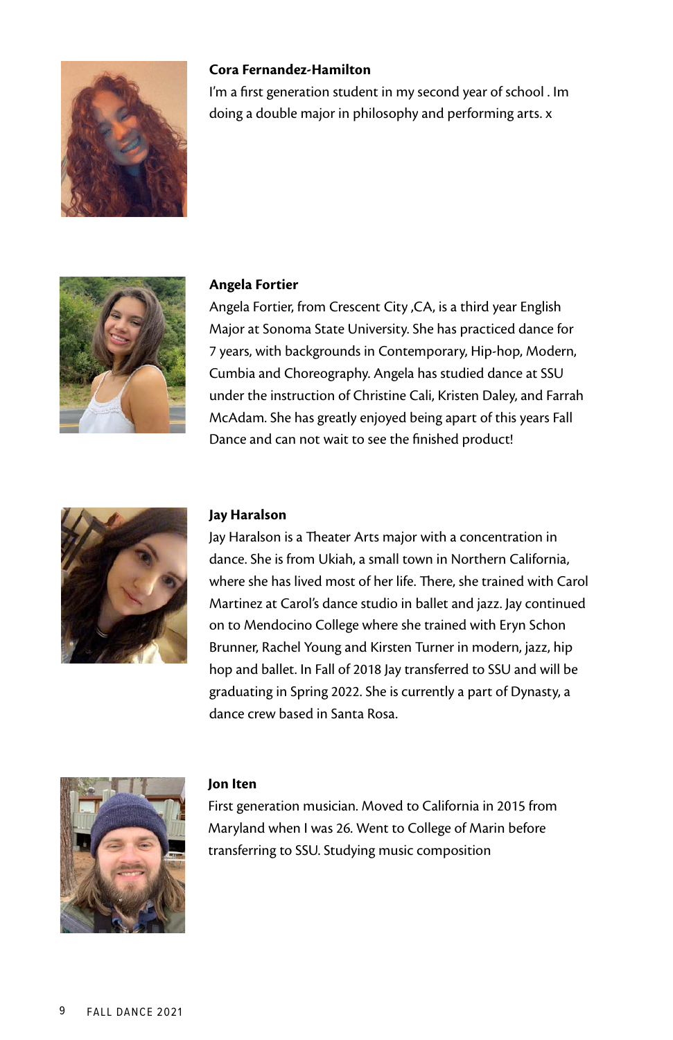**Cora Fernandez-Hamilton**

I'm a first generation student in my second year of school . Im doing a double major in philosophy and performing arts. x

**Angela Fortier**

Angela Fortier, from Crescent City ,CA, is a third year English Major at Sonoma State University. She has practiced dance for 7 years, with backgrounds in Contemporary, Hip-hop, Modern, Cumbia and Choreography. Angela has studied dance at SSU under the instruction of Christine Cali, Kristen Daley, and Farrah McAdam. She has greatly enjoyed being apart of this years Fall Dance and can not wait to see the finished product!

**Jay Haralson**

Jay Haralson is a Theater Arts major with a concentration in dance. She is from Ukiah, a small town in Northern California, where she has lived most of her life. There, she trained with Carol Martinez at Carol's dance studio in ballet and jazz. Jay continued on to Mendocino College where she trained with Eryn Schon Brunner, Rachel Young and Kirsten Turner in modern, jazz, hip hop and ballet. In Fall of 2018 Jay transferred to SSU and will be graduating in Spring 2022. She is currently a part of Dynasty, a dance crew based in Santa Rosa.

**Jon Iten**

First generation musician. Moved to California in 2015 from Maryland when I was 26. Went to College of Marin before transferring to SSU. Studying music composition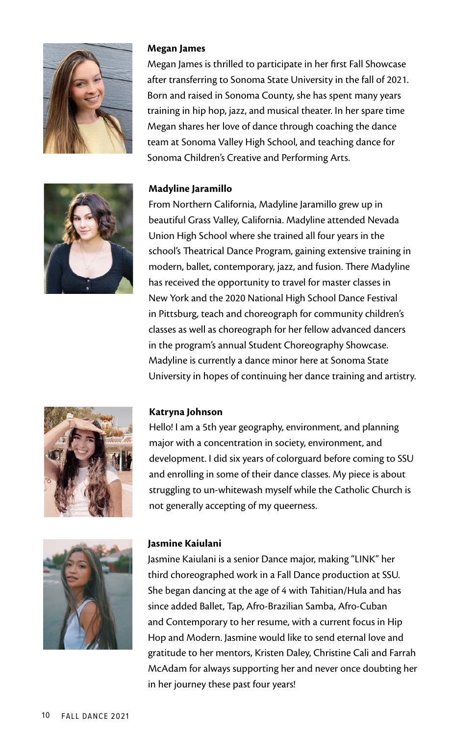**Megan James**

Megan James is thrilled to participate in her first Fall Showcase after transferring to Sonoma State University in the fall of 2021. Born and raised in Sonoma County, she has spent many years training in hip hop, jazz, and musical theater. In her spare time Megan shares her love of dance through coaching the dance team at Sonoma Valley High School, and teaching dance for Sonoma Children's Creative and Performing Arts.

**Madyline Jaramillo**

From Northern California, Madyline Jaramillo grew up in beautiful Grass Valley, California. Madyline attended Nevada Union High School where she trained all four years in the school's Theatrical Dance Program, gaining extensive training in modern, ballet, contemporary, jazz, and fusion. There Madyline has received the opportunity to travel for master classes in New York and the 2020 National High School Dance Festival in Pittsburg, teach and choreograph for community children's classes as well as choreograph for her fellow advanced dancers in the program's annual Student Choreography Showcase. Madyline is currently a dance minor here at Sonoma State University in hopes of continuing her dance training and artistry.

**Katryna Johnson**

Hello! I am a 5th year geography, environment, and planning major with a concentration in society, environment, and development. I did six years of colorguard before coming to SSU and enrolling in some of their dance classes. My piece is about struggling to un-whitewash myself while the Catholic Church is not generally accepting of my queerness.

**Jasmine Kaiulani**

Jasmine Kaiulani is a senior Dance major, making "LINK" her third choreographed work in a Fall Dance production at SSU. She began dancing at the age of 4 with Tahitian/Hula and has since added Ballet, Tap, Afro-Brazilian Samba, Afro-Cuban and Contemporary to her resume, with a current focus in Hip Hop and Modern. Jasmine would like to send eternal love and gratitude to her mentors, Kristen Daley, Christine Cali and Farrah McAdam for always supporting her and never once doubting her in her journey these past four years!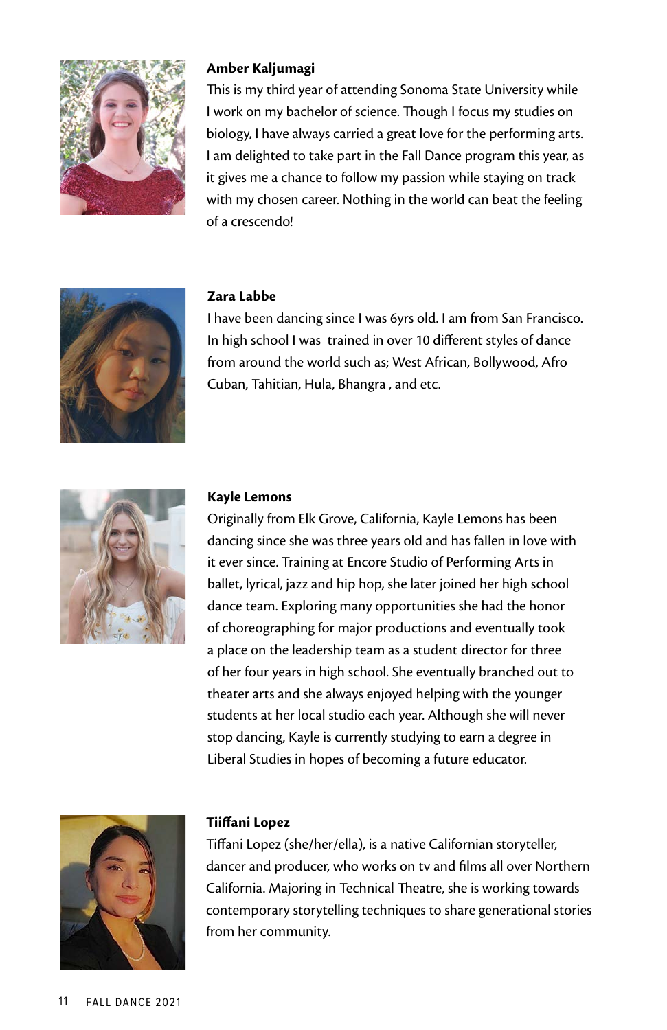**Amber Kaljumagi**

This is my third year of attending Sonoma State University while I work on my bachelor of science. Though I focus my studies on biology, I have always carried a great love for the performing arts. I am delighted to take part in the Fall Dance program this year, as it gives me a chance to follow my passion while staying on track with my chosen career. Nothing in the world can beat the feeling of a crescendo!

**Zara Labbe**

I have been dancing since I was 6yrs old. I am from San Francisco. In high school I was trained in over 10 different styles of dance from around the world such as; West African, Bollywood, Afro Cuban, Tahitian, Hula, Bhangra , and etc.

**Kayle Lemons**

Originally from Elk Grove, California, Kayle Lemons has been dancing since she was three years old and has fallen in love with it ever since. Training at Encore Studio of Performing Arts in ballet, lyrical, jazz and hip hop, she later joined her high school dance team. Exploring many opportunities she had the honor of choreographing for major productions and eventually took a place on the leadership team as a student director for three of her four years in high school. She eventually branched out to theater arts and she always enjoyed helping with the younger students at her local studio each year. Although she will never stop dancing, Kayle is currently studying to earn a degree in Liberal Studies in hopes of becoming a future educator.

**Tiiffani Lopez**

Tiffani Lopez (she/her/ella), is a native Californian storyteller, dancer and producer, who works on tv and films all over Northern California. Majoring in Technical Theatre, she is working towards contemporary storytelling techniques to share generational stories from her community.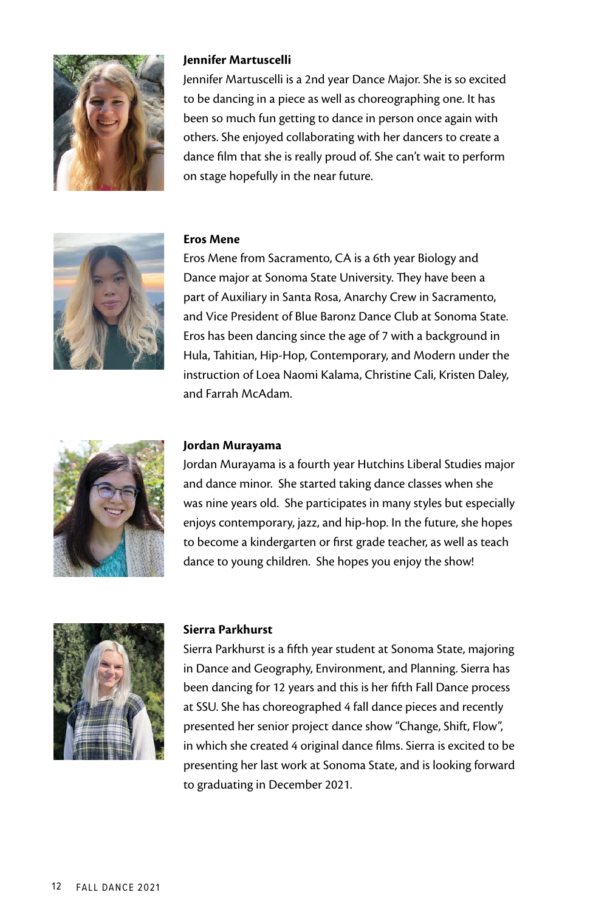**Jennifer Martuscelli**

Jennifer Martuscelli is a 2nd year Dance Major. She is so excited to be dancing in a piece as well as choreographing one. It has been so much fun getting to dance in person once again with others. She enjoyed collaborating with her dancers to create a dance film that she is really proud of. She can't wait to perform on stage hopefully in the near future.

**Eros Mene**

Eros Mene from Sacramento, CA is a 6th year Biology and Dance major at Sonoma State University. They have been a part of Auxiliary in Santa Rosa, Anarchy Crew in Sacramento, and Vice President of Blue Baronz Dance Club at Sonoma State. Eros has been dancing since the age of 7 with a background in Hula, Tahitian, Hip-Hop, Contemporary, and Modern under the instruction of Loea Naomi Kalama, Christine Cali, Kristen Daley, and Farrah McAdam.

**Jordan Murayama**

Jordan Murayama is a fourth year Hutchins Liberal Studies major and dance minor. She started taking dance classes when she was nine years old. She participates in many styles but especially enjoys contemporary, jazz, and hip-hop. In the future, she hopes to become a kindergarten or first grade teacher, as well as teach dance to young children. She hopes you enjoy the show!

**Sierra Parkhurst**

Sierra Parkhurst is a fifth year student at Sonoma State, majoring in Dance and Geography, Environment, and Planning. Sierra has been dancing for 12 years and this is her fifth Fall Dance process at SSU. She has choreographed 4 fall dance pieces and recently presented her senior project dance show "Change, Shift, Flow", in which she created 4 original dance films. Sierra is excited to be presenting her last work at Sonoma State, and is looking forward to graduating in December 2021.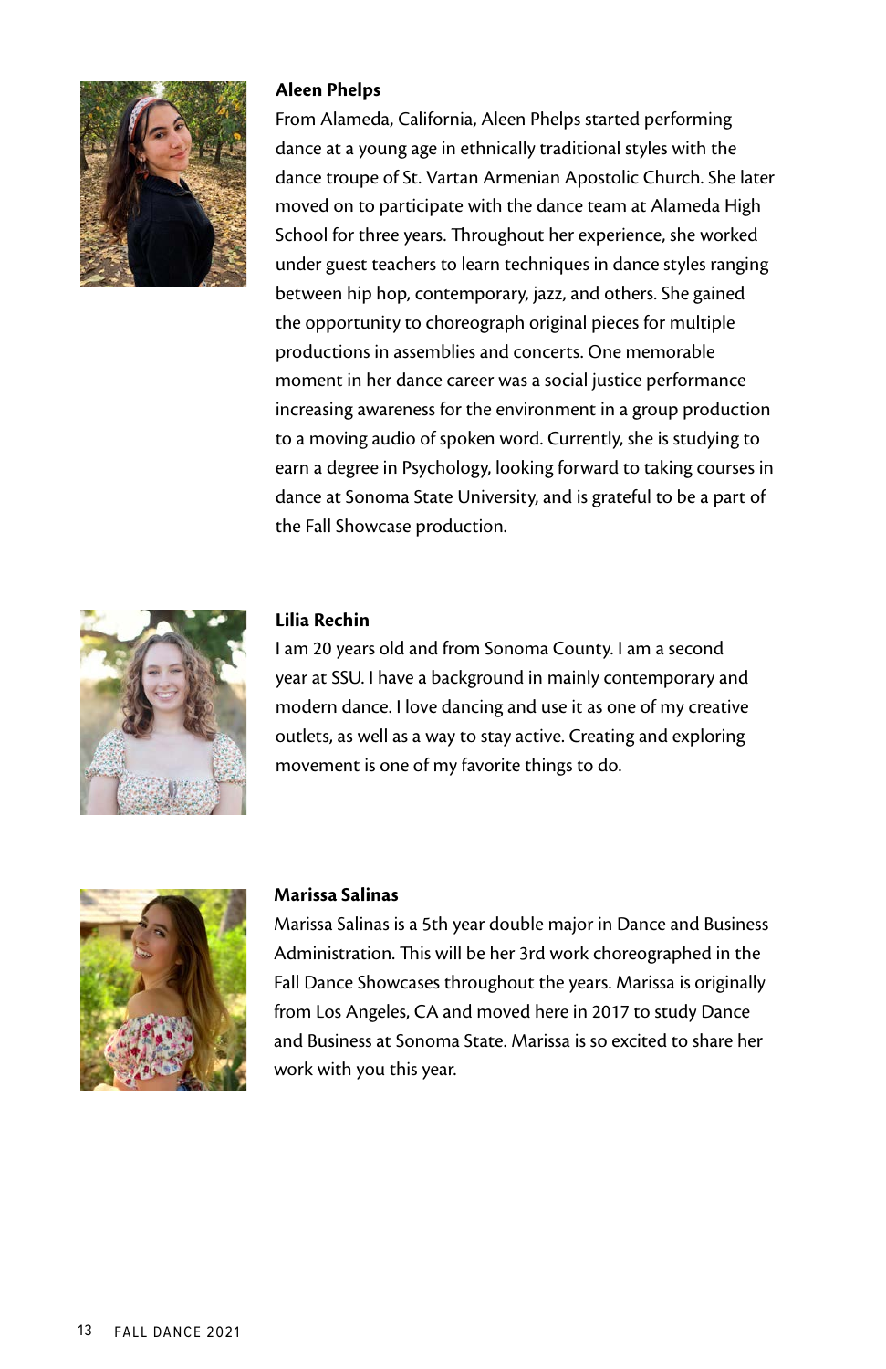**Aleen Phelps**

From Alameda, California, Aleen Phelps started performing dance at a young age in ethnically traditional styles with the dance troupe of St. Vartan Armenian Apostolic Church. She later moved on to participate with the dance team at Alameda High School for three years. Throughout her experience, she worked under guest teachers to learn techniques in dance styles ranging between hip hop, contemporary, jazz, and others. She gained the opportunity to choreograph original pieces for multiple productions in assemblies and concerts. One memorable moment in her dance career was a social justice performance increasing awareness for the environment in a group production to a moving audio of spoken word. Currently, she is studying to earn a degree in Psychology, looking forward to taking courses in dance at Sonoma State University, and is grateful to be a part of the Fall Showcase production.

**Lilia Rechin**

I am 20 years old and from Sonoma County. I am a second year at SSU. I have a background in mainly contemporary and modern dance. I love dancing and use it as one of my creative outlets, as well as a way to stay active. Creating and exploring movement is one of my favorite things to do.

**Marissa Salinas**

Marissa Salinas is a 5th year double major in Dance and Business Administration. This will be her 3rd work choreographed in the Fall Dance Showcases throughout the years. Marissa is originally from Los Angeles, CA and moved here in 2017 to study Dance and Business at Sonoma State. Marissa is so excited to share her work with you this year.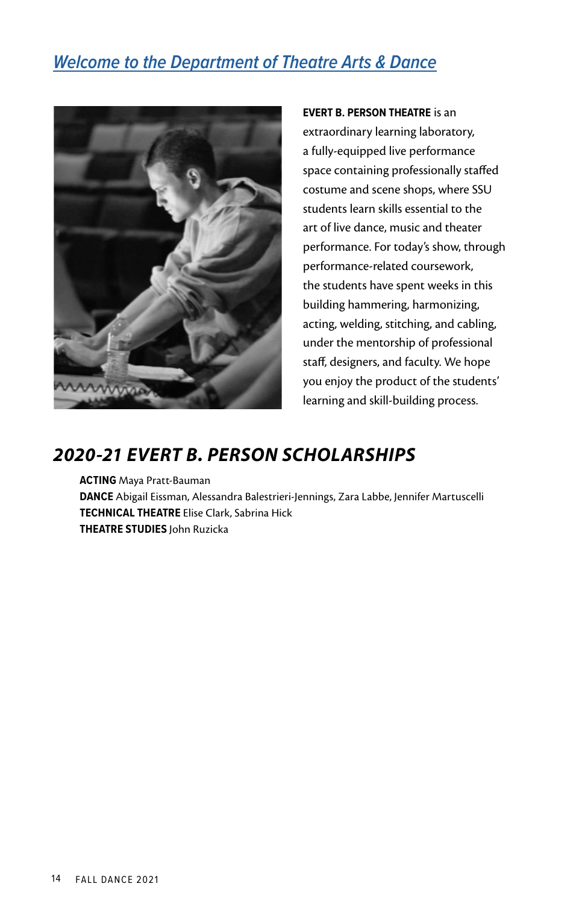## Welcome to the Department of Theatre Arts & Dance

**EVERT B. PERSON THEATRE** is an extraordinary learning laboratory, a fully-equipped live performance space containing professionally staffed costume and scene shops, where SSU students learn skills essential to the art of live dance, music and theater performance. For today's show, through performance-related coursework, the students have spent weeks in this building hammering, harmonizing, acting, welding, stitching, and cabling, under the mentorship of professional staff, designers, and faculty. We hope you enjoy the product of the students' learning and skill-building process.

## *2020-21 EVERT B. PERSON SCHOLARSHIPS*

**ACTING** Maya Pratt-Bauman
**DANCE** Abigail Eissman, Alessandra Balestrieri-Jennings, Zara Labbe, Jennifer Martuscelli
**TECHNICAL THEATRE** Elise Clark, Sabrina Hick
**THEATRE STUDIES** John Ruzicka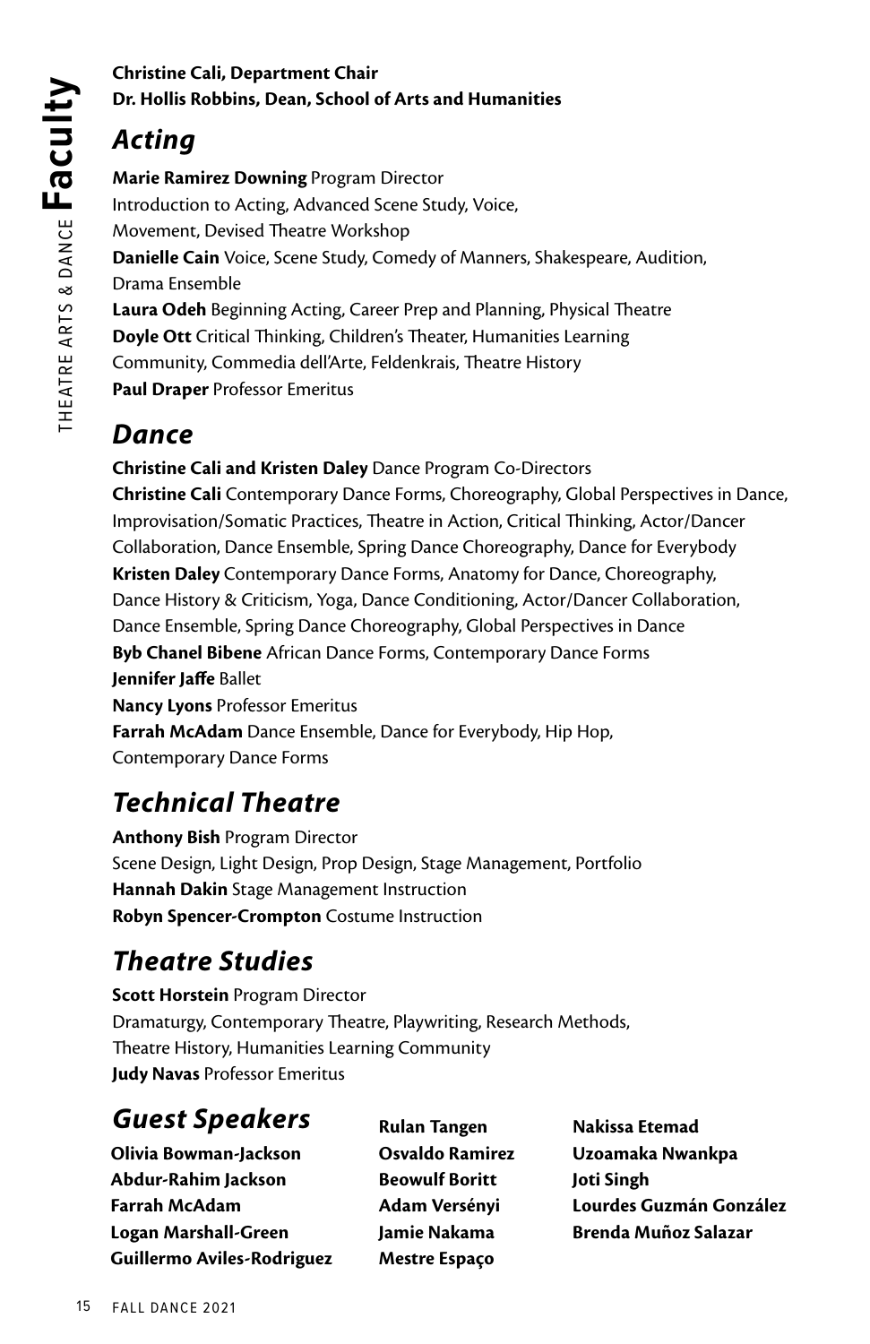# THEATRE ARTS & DANCE Faculty

**Christine Cali, Department Chair**
**Dr. Hollis Robbins, Dean, School of Arts and Humanities**

## *Acting*

**Marie Ramirez Downing** Program Director
Introduction to Acting, Advanced Scene Study, Voice, Movement, Devised Theatre Workshop
**Danielle Cain** Voice, Scene Study, Comedy of Manners, Shakespeare, Audition, Drama Ensemble
**Laura Odeh** Beginning Acting, Career Prep and Planning, Physical Theatre
**Doyle Ott** Critical Thinking, Children's Theater, Humanities Learning Community, Commedia dell'Arte, Feldenkrais, Theatre History
**Paul Draper** Professor Emeritus

## *Dance*

**Christine Cali and Kristen Daley** Dance Program Co-Directors
**Christine Cali** Contemporary Dance Forms, Choreography, Global Perspectives in Dance, Improvisation/Somatic Practices, Theatre in Action, Critical Thinking, Actor/Dancer Collaboration, Dance Ensemble, Spring Dance Choreography, Dance for Everybody
**Kristen Daley** Contemporary Dance Forms, Anatomy for Dance, Choreography, Dance History & Criticism, Yoga, Dance Conditioning, Actor/Dancer Collaboration, Dance Ensemble, Spring Dance Choreography, Global Perspectives in Dance
**Byb Chanel Bibene** African Dance Forms, Contemporary Dance Forms
**Jennifer Jaffe** Ballet
**Nancy Lyons** Professor Emeritus
**Farrah McAdam** Dance Ensemble, Dance for Everybody, Hip Hop, Contemporary Dance Forms

## *Technical Theatre*

**Anthony Bish** Program Director
Scene Design, Light Design, Prop Design, Stage Management, Portfolio
**Hannah Dakin** Stage Management Instruction
**Robyn Spencer-Crompton** Costume Instruction

## *Theatre Studies*

**Scott Horstein** Program Director
Dramaturgy, Contemporary Theatre, Playwriting, Research Methods, Theatre History, Humanities Learning Community
**Judy Navas** Professor Emeritus

## *Guest Speakers*

**Olivia Bowman-Jackson**
**Abdur-Rahim Jackson**
**Farrah McAdam**
**Logan Marshall-Green**
**Guillermo Aviles-Rodriguez**
**Rulan Tangen**
**Osvaldo Ramirez**
**Beowulf Boritt**
**Adam Versényi**
**Jamie Nakama**
**Mestre Espaço**
**Nakissa Etemad**
**Uzoamaka Nwankpa**
**Joti Singh**
**Lourdes Guzmán González**
**Brenda Muñoz Salazar**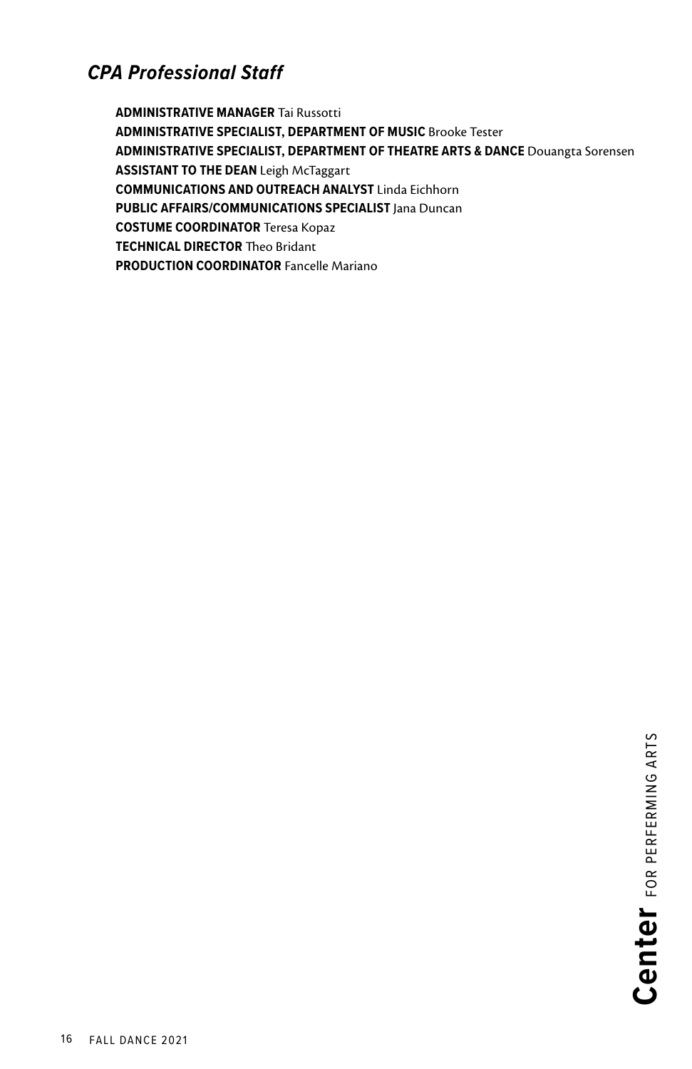## *CPA Professional Staff*

**ADMINISTRATIVE MANAGER** Tai Russotti
**ADMINISTRATIVE SPECIALIST, DEPARTMENT OF MUSIC** Brooke Tester
**ADMINISTRATIVE SPECIALIST, DEPARTMENT OF THEATRE ARTS & DANCE** Douangta Sorensen
**ASSISTANT TO THE DEAN** Leigh McTaggart
**COMMUNICATIONS AND OUTREACH ANALYST** Linda Eichhorn
**PUBLIC AFFAIRS/COMMUNICATIONS SPECIALIST** Jana Duncan
**COSTUME COORDINATOR** Teresa Kopaz
**TECHNICAL DIRECTOR** Theo Bridant
**PRODUCTION COORDINATOR** Fancelle Mariano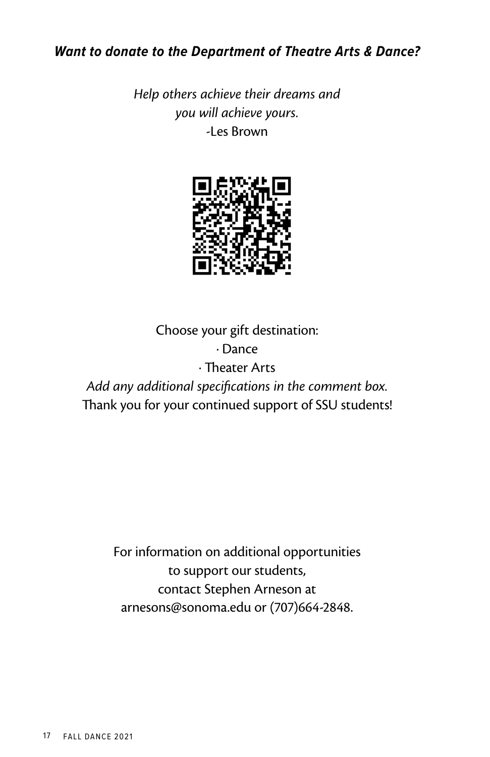### ***Want to donate to the Department of Theatre Arts & Dance?***

*Help others achieve their dreams and*
*you will achieve yours.*
-Les Brown

Choose your gift destination:
· Dance
· Theater Arts
*Add any additional specifications in the comment box.*
Thank you for your continued support of SSU students!

For information on additional opportunities
to support our students,
contact Stephen Arneson at
arnesons@sonoma.edu or (707)664-2848.